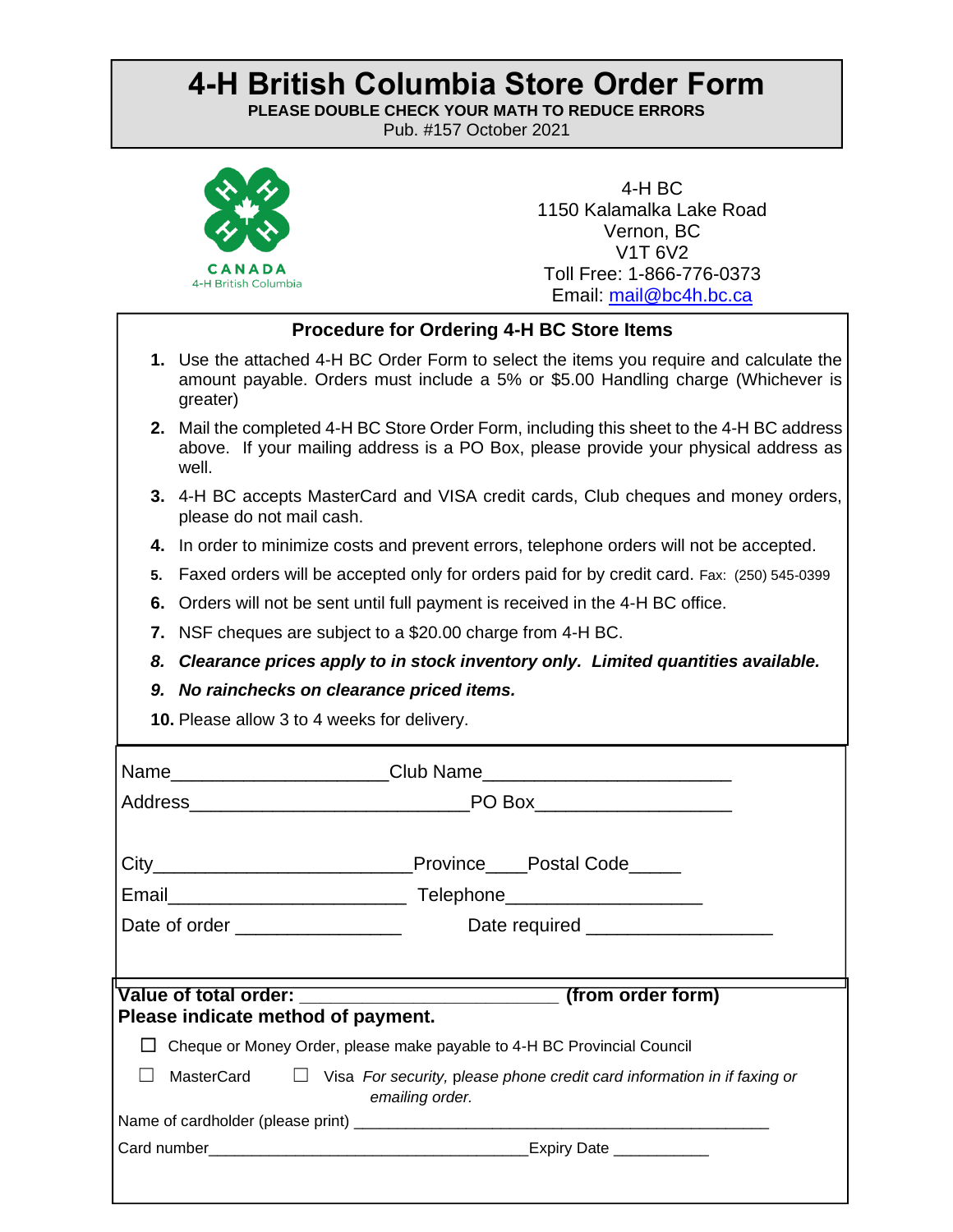# 4-H British Columbia Store Order Form

**PLEASE DOUBLE CHECK YOUR MATH TO REDUCE ERRORS**

Pub. #157 October 2021

CANADA
4-H British Columbia

4-H BC
1150 Kalamalka Lake Road
Vernon, BC
V1T 6V2
Toll Free: 1-866-776-0373
Email: mail@bc4h.bc.ca

## Procedure for Ordering 4-H BC Store Items

1. Use the attached 4-H BC Order Form to select the items you require and calculate the amount payable. Orders must include a 5% or $5.00 Handling charge (Whichever is greater)
2. Mail the completed 4-H BC Store Order Form, including this sheet to the 4-H BC address above. If your mailing address is a PO Box, please provide your physical address as well.
3. 4-H BC accepts MasterCard and VISA credit cards, Club cheques and money orders, please do not mail cash.
4. In order to minimize costs and prevent errors, telephone orders will not be accepted.
5. Faxed orders will be accepted only for orders paid for by credit card. Fax: (250) 545-0399
6. Orders will not be sent until full payment is received in the 4-H BC office.
7. NSF cheques are subject to a $20.00 charge from 4-H BC.
8. ***Clearance prices apply to in stock inventory only. Limited quantities available.***
9. ***No rainchecks on clearance priced items.***
10. Please allow 3 to 4 weeks for delivery.

Name_____________________ Club Name________________________

Address___________________________ PO Box___________________

City_________________________ Province____ Postal Code_____

Email________________________ Telephone___________________

Date of order ________________ Date required __________________

**Value of total order:** _________________________ **(from order form)**

**Please indicate method of payment.**

☐ Cheque or Money Order, please make payable to 4-H BC Provincial Council

☐ MasterCard ☐ Visa *For security, please phone credit card information in if faxing or emailing order.*

Name of cardholder (please print) ________________________________________________

Card number________________________________________ Expiry Date ___________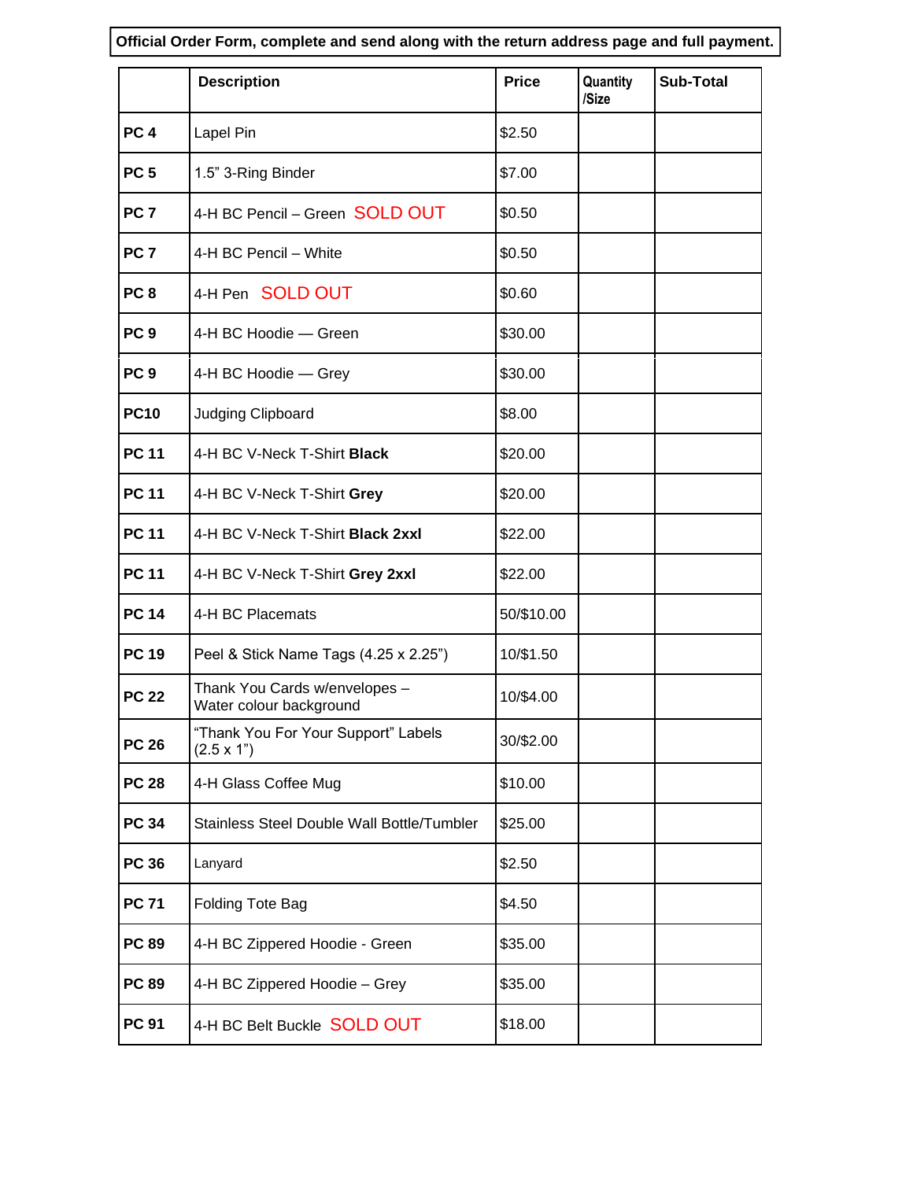**Official Order Form, complete and send along with the return address page and full payment.**

| | Description | Price | Quantity /Size | Sub-Total |
|---|---|---|---|---|
| **PC 4** | Lapel Pin | $2.50 | | |
| **PC 5** | 1.5" 3-Ring Binder | $7.00 | | |
| **PC 7** | 4-H BC Pencil – Green SOLD OUT | $0.50 | | |
| **PC 7** | 4-H BC Pencil – White | $0.50 | | |
| **PC 8** | 4-H Pen SOLD OUT | $0.60 | | |
| **PC 9** | 4-H BC Hoodie — Green | $30.00 | | |
| **PC 9** | 4-H BC Hoodie — Grey | $30.00 | | |
| **PC10** | Judging Clipboard | $8.00 | | |
| **PC 11** | 4-H BC V-Neck T-Shirt **Black** | $20.00 | | |
| **PC 11** | 4-H BC V-Neck T-Shirt **Grey** | $20.00 | | |
| **PC 11** | 4-H BC V-Neck T-Shirt **Black 2xxl** | $22.00 | | |
| **PC 11** | 4-H BC V-Neck T-Shirt **Grey 2xxl** | $22.00 | | |
| **PC 14** | 4-H BC Placemats | 50/$10.00 | | |
| **PC 19** | Peel & Stick Name Tags (4.25 x 2.25") | 10/$1.50 | | |
| **PC 22** | Thank You Cards w/envelopes – Water colour background | 10/$4.00 | | |
| **PC 26** | "Thank You For Your Support" Labels (2.5 x 1") | 30/$2.00 | | |
| **PC 28** | 4-H Glass Coffee Mug | $10.00 | | |
| **PC 34** | Stainless Steel Double Wall Bottle/Tumbler | $25.00 | | |
| **PC 36** | Lanyard | $2.50 | | |
| **PC 71** | Folding Tote Bag | $4.50 | | |
| **PC 89** | 4-H BC Zippered Hoodie - Green | $35.00 | | |
| **PC 89** | 4-H BC Zippered Hoodie – Grey | $35.00 | | |
| **PC 91** | 4-H BC Belt Buckle SOLD OUT | $18.00 | | |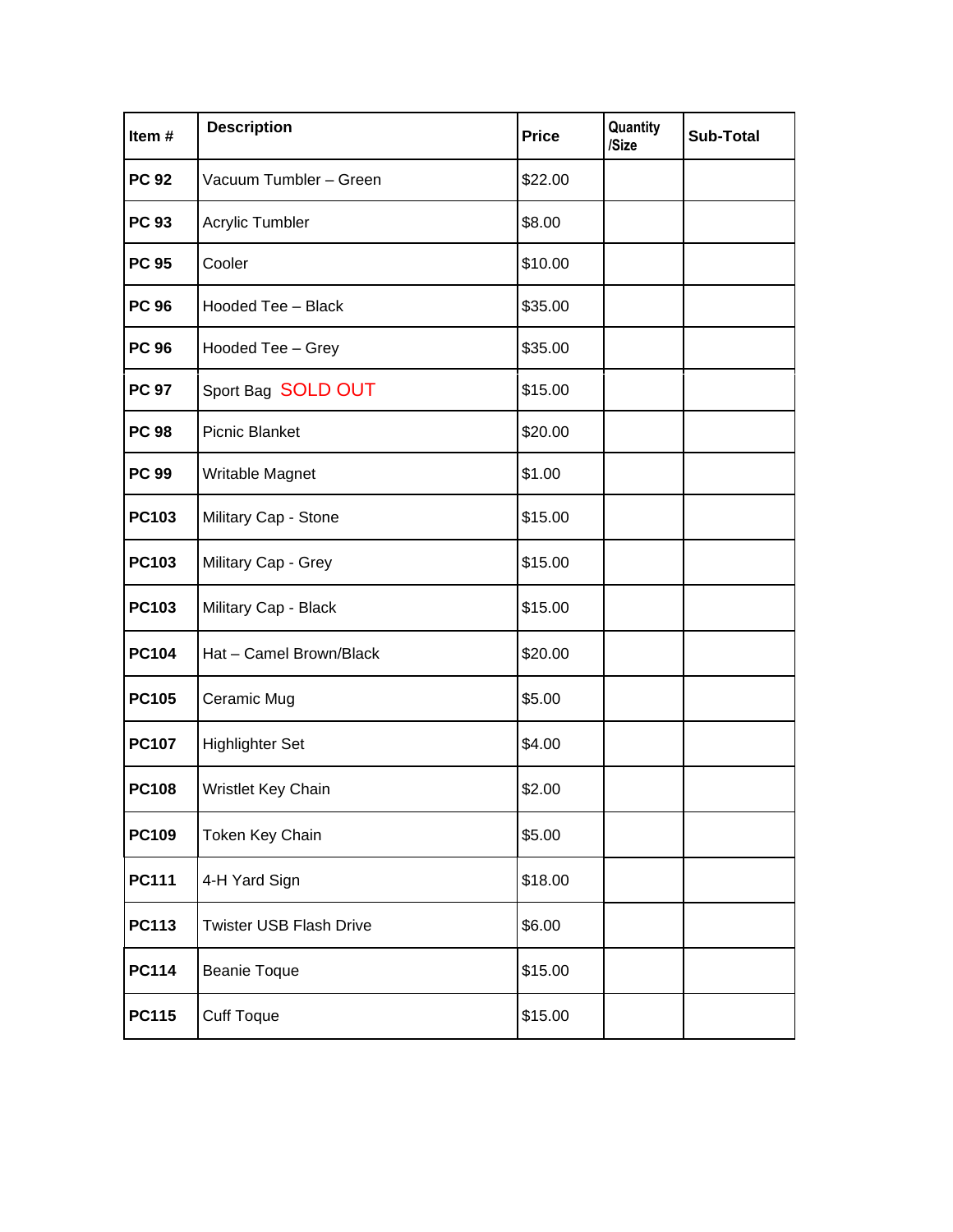| Item # | Description | Price | Quantity /Size | Sub-Total |
|---|---|---|---|---|
| **PC 92** | Vacuum Tumbler – Green | $22.00 | | |
| **PC 93** | Acrylic Tumbler | $8.00 | | |
| **PC 95** | Cooler | $10.00 | | |
| **PC 96** | Hooded Tee – Black | $35.00 | | |
| **PC 96** | Hooded Tee – Grey | $35.00 | | |
| **PC 97** | Sport Bag SOLD OUT | $15.00 | | |
| **PC 98** | Picnic Blanket | $20.00 | | |
| **PC 99** | Writable Magnet | $1.00 | | |
| **PC103** | Military Cap - Stone | $15.00 | | |
| **PC103** | Military Cap - Grey | $15.00 | | |
| **PC103** | Military Cap - Black | $15.00 | | |
| **PC104** | Hat – Camel Brown/Black | $20.00 | | |
| **PC105** | Ceramic Mug | $5.00 | | |
| **PC107** | Highlighter Set | $4.00 | | |
| **PC108** | Wristlet Key Chain | $2.00 | | |
| **PC109** | Token Key Chain | $5.00 | | |
| **PC111** | 4-H Yard Sign | $18.00 | | |
| **PC113** | Twister USB Flash Drive | $6.00 | | |
| **PC114** | Beanie Toque | $15.00 | | |
| **PC115** | Cuff Toque | $15.00 | | |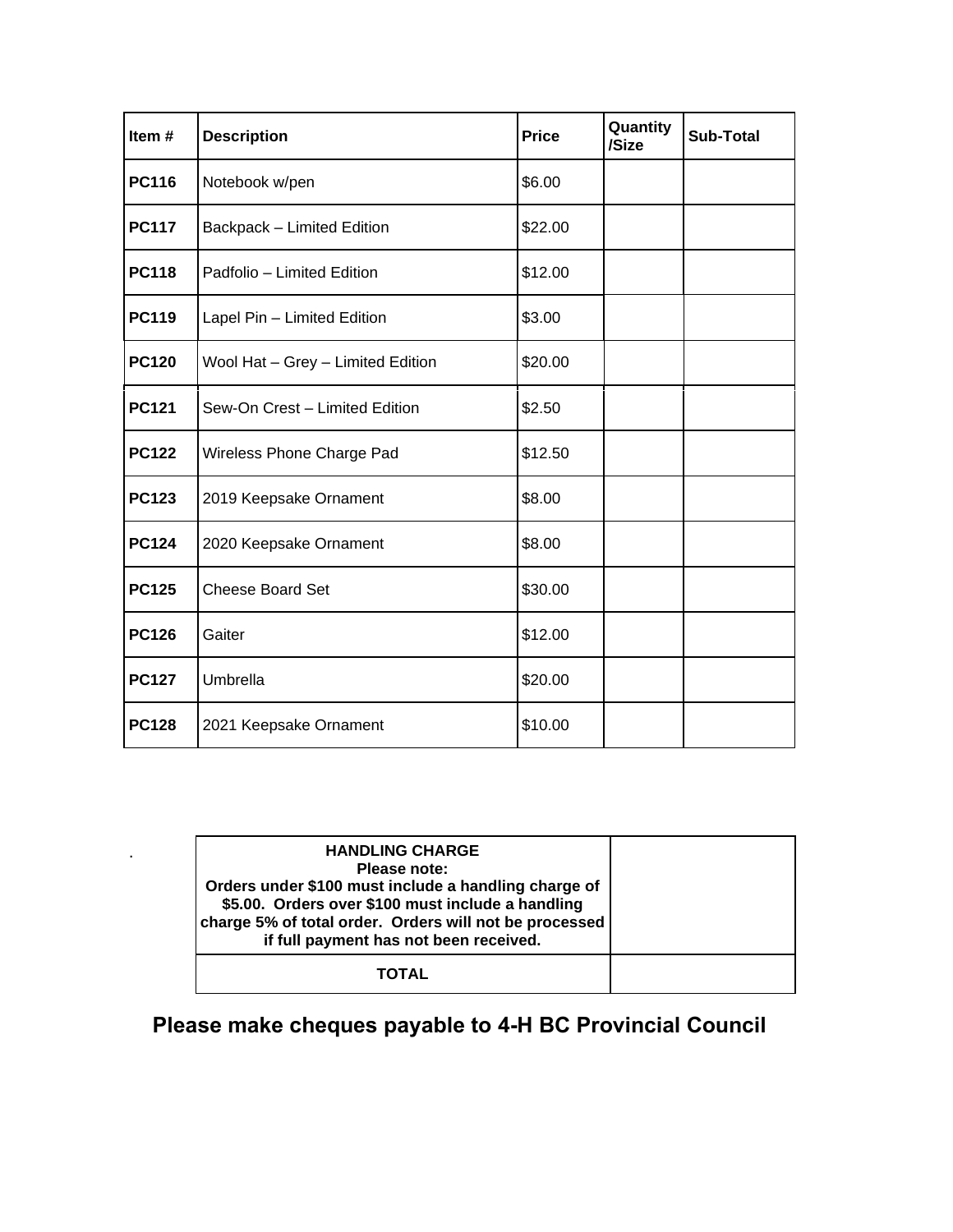| Item # | Description | Price | Quantity /Size | Sub-Total |
|---|---|---|---|---|
| **PC116** | Notebook w/pen | $6.00 | | |
| **PC117** | Backpack – Limited Edition | $22.00 | | |
| **PC118** | Padfolio – Limited Edition | $12.00 | | |
| **PC119** | Lapel Pin – Limited Edition | $3.00 | | |
| **PC120** | Wool Hat – Grey – Limited Edition | $20.00 | | |
| **PC121** | Sew-On Crest – Limited Edition | $2.50 | | |
| **PC122** | Wireless Phone Charge Pad | $12.50 | | |
| **PC123** | 2019 Keepsake Ornament | $8.00 | | |
| **PC124** | 2020 Keepsake Ornament | $8.00 | | |
| **PC125** | Cheese Board Set | $30.00 | | |
| **PC126** | Gaiter | $12.00 | | |
| **PC127** | Umbrella | $20.00 | | |
| **PC128** | 2021 Keepsake Ornament | $10.00 | | |

| | |
|---|---|
| **HANDLING CHARGE**<br>**Please note:**<br>**Orders under $100 must include a handling charge of $5.00. Orders over $100 must include a handling charge 5% of total order. Orders will not be processed if full payment has not been received.** | |
| **TOTAL** | |

**Please make cheques payable to 4-H BC Provincial Council**